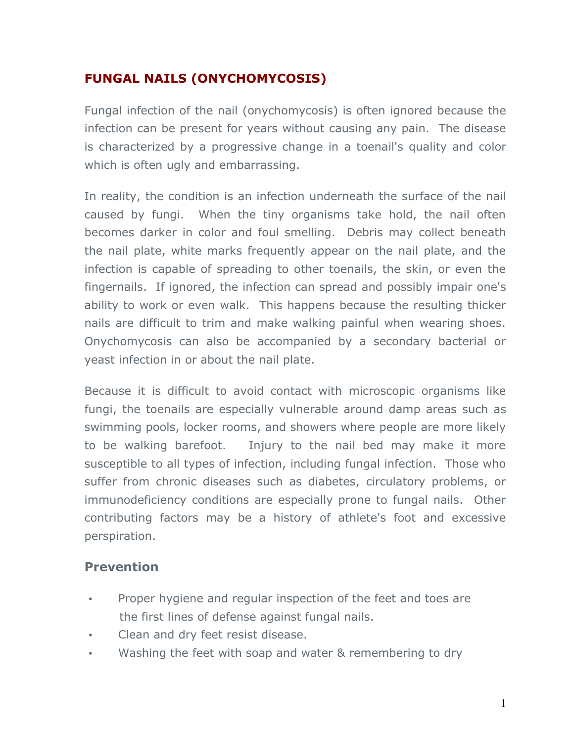## FUNGAL NAILS (ONYCHOMYCOSIS)

Fungal infection of the nail (onychomycosis) is often ignored because the infection can be present for years without causing any pain. The disease is characterized by a progressive change in a toenail's quality and color which is often ugly and embarrassing.

In reality, the condition is an infection underneath the surface of the nail caused by fungi. When the tiny organisms take hold, the nail often becomes darker in color and foul smelling. Debris may collect beneath the nail plate, white marks frequently appear on the nail plate, and the infection is capable of spreading to other toenails, the skin, or even the fingernails. If ignored, the infection can spread and possibly impair one's ability to work or even walk. This happens because the resulting thicker nails are difficult to trim and make walking painful when wearing shoes. Onychomycosis can also be accompanied by a secondary bacterial or yeast infection in or about the nail plate.

Because it is difficult to avoid contact with microscopic organisms like fungi, the toenails are especially vulnerable around damp areas such as swimming pools, locker rooms, and showers where people are more likely to be walking barefoot. Injury to the nail bed may make it more susceptible to all types of infection, including fungal infection. Those who suffer from chronic diseases such as diabetes, circulatory problems, or immunodeficiency conditions are especially prone to fungal nails. Other contributing factors may be a history of athlete's foot and excessive perspiration.

### Prevention

- Proper hygiene and regular inspection of the feet and toes are the first lines of defense against fungal nails.
- Clean and dry feet resist disease.
- Washing the feet with soap and water & remembering to dry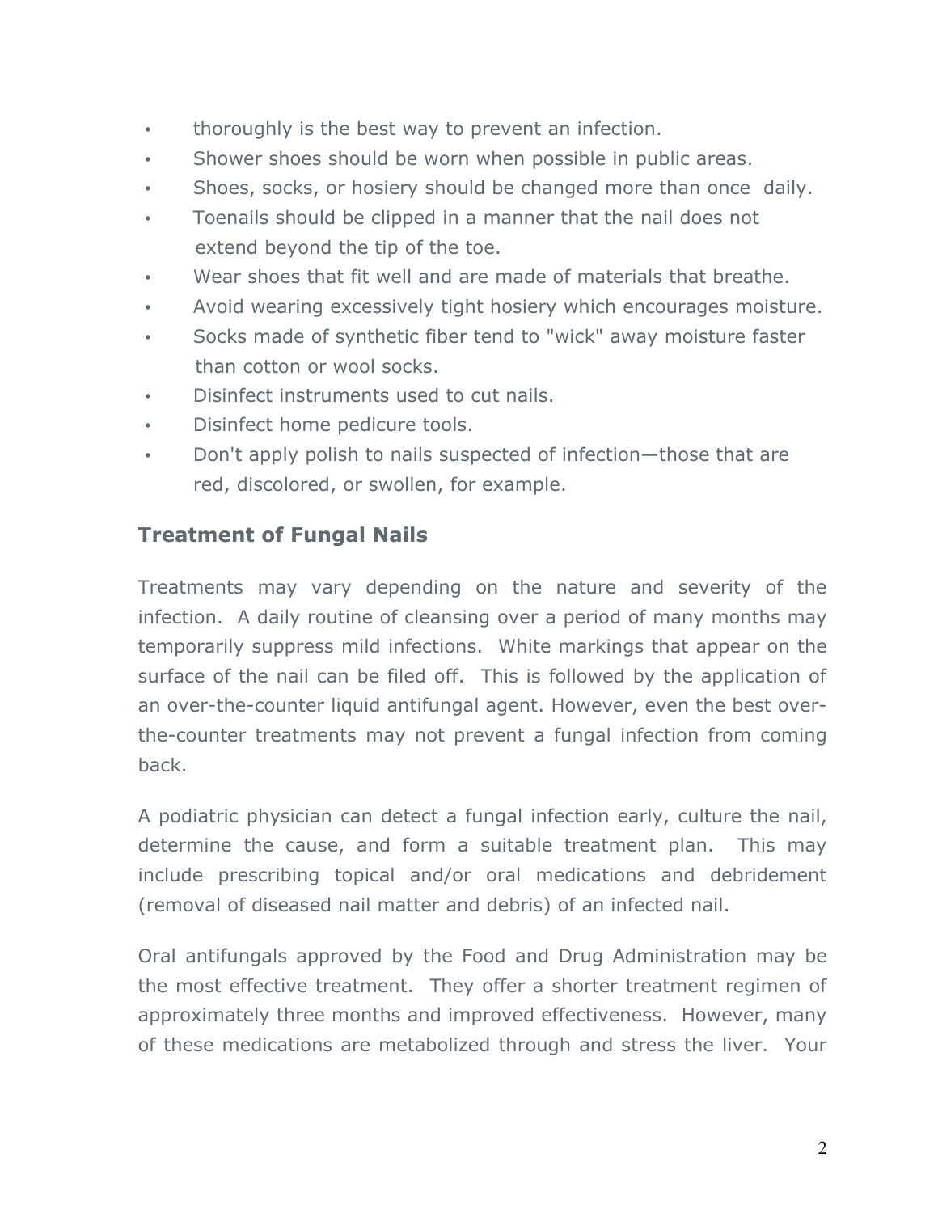- thoroughly is the best way to prevent an infection.
- Shower shoes should be worn when possible in public areas.
- Shoes, socks, or hosiery should be changed more than once daily.
- Toenails should be clipped in a manner that the nail does not extend beyond the tip of the toe.
- Wear shoes that fit well and are made of materials that breathe.
- Avoid wearing excessively tight hosiery which encourages moisture.
- Socks made of synthetic fiber tend to "wick" away moisture faster than cotton or wool socks.
- Disinfect instruments used to cut nails.
- Disinfect home pedicure tools.
- Don't apply polish to nails suspected of infection—those that are red, discolored, or swollen, for example.

## Treatment of Fungal Nails

Treatments may vary depending on the nature and severity of the infection. A daily routine of cleansing over a period of many months may temporarily suppress mild infections. White markings that appear on the surface of the nail can be filed off. This is followed by the application of an over-the-counter liquid antifungal agent. However, even the best over-the-counter treatments may not prevent a fungal infection from coming back.

A podiatric physician can detect a fungal infection early, culture the nail, determine the cause, and form a suitable treatment plan. This may include prescribing topical and/or oral medications and debridement (removal of diseased nail matter and debris) of an infected nail.

Oral antifungals approved by the Food and Drug Administration may be the most effective treatment. They offer a shorter treatment regimen of approximately three months and improved effectiveness. However, many of these medications are metabolized through and stress the liver. Your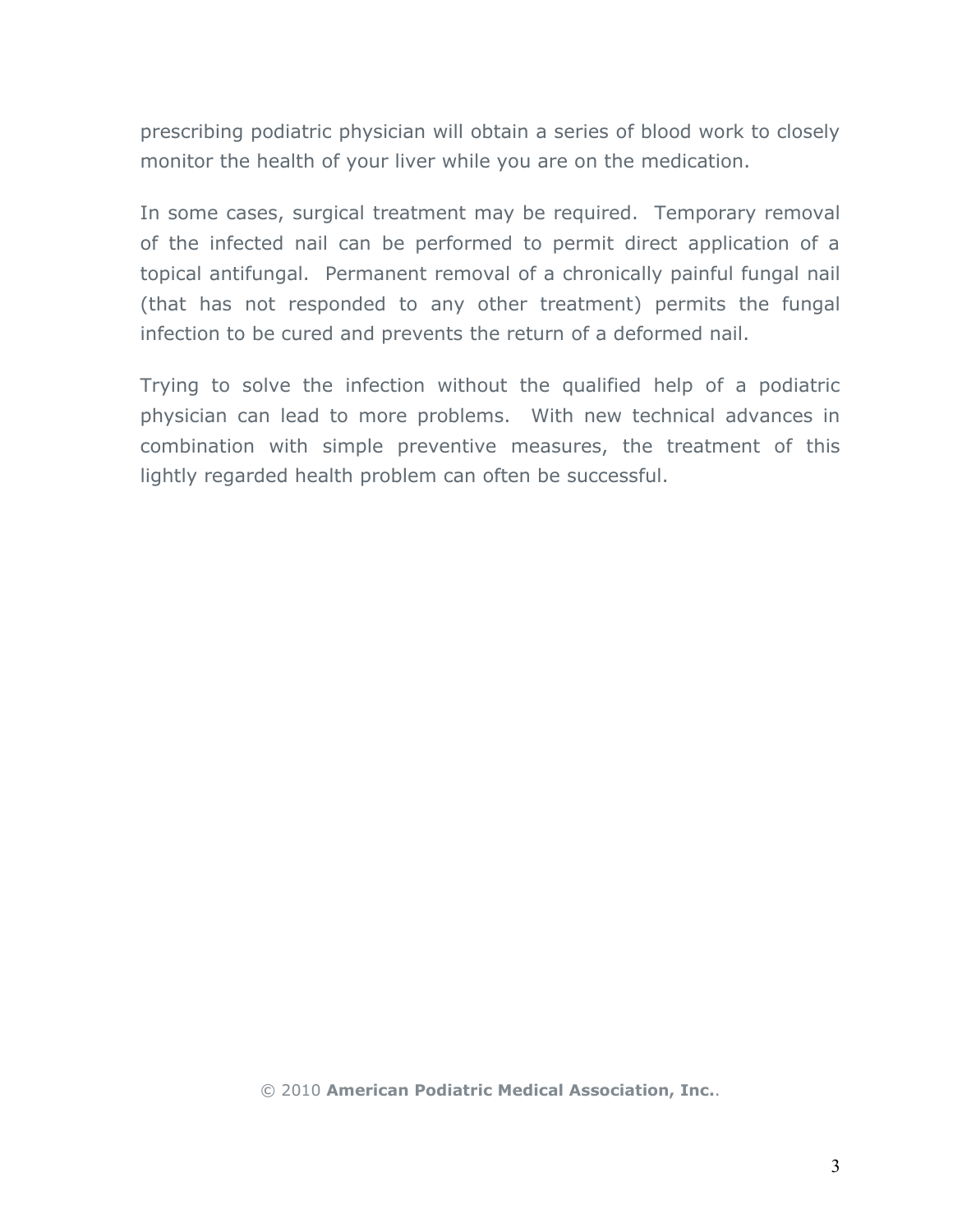prescribing podiatric physician will obtain a series of blood work to closely monitor the health of your liver while you are on the medication.

In some cases, surgical treatment may be required. Temporary removal of the infected nail can be performed to permit direct application of a topical antifungal. Permanent removal of a chronically painful fungal nail (that has not responded to any other treatment) permits the fungal infection to be cured and prevents the return of a deformed nail.

Trying to solve the infection without the qualified help of a podiatric physician can lead to more problems. With new technical advances in combination with simple preventive measures, the treatment of this lightly regarded health problem can often be successful.

© 2010 **American Podiatric Medical Association, Inc.**.